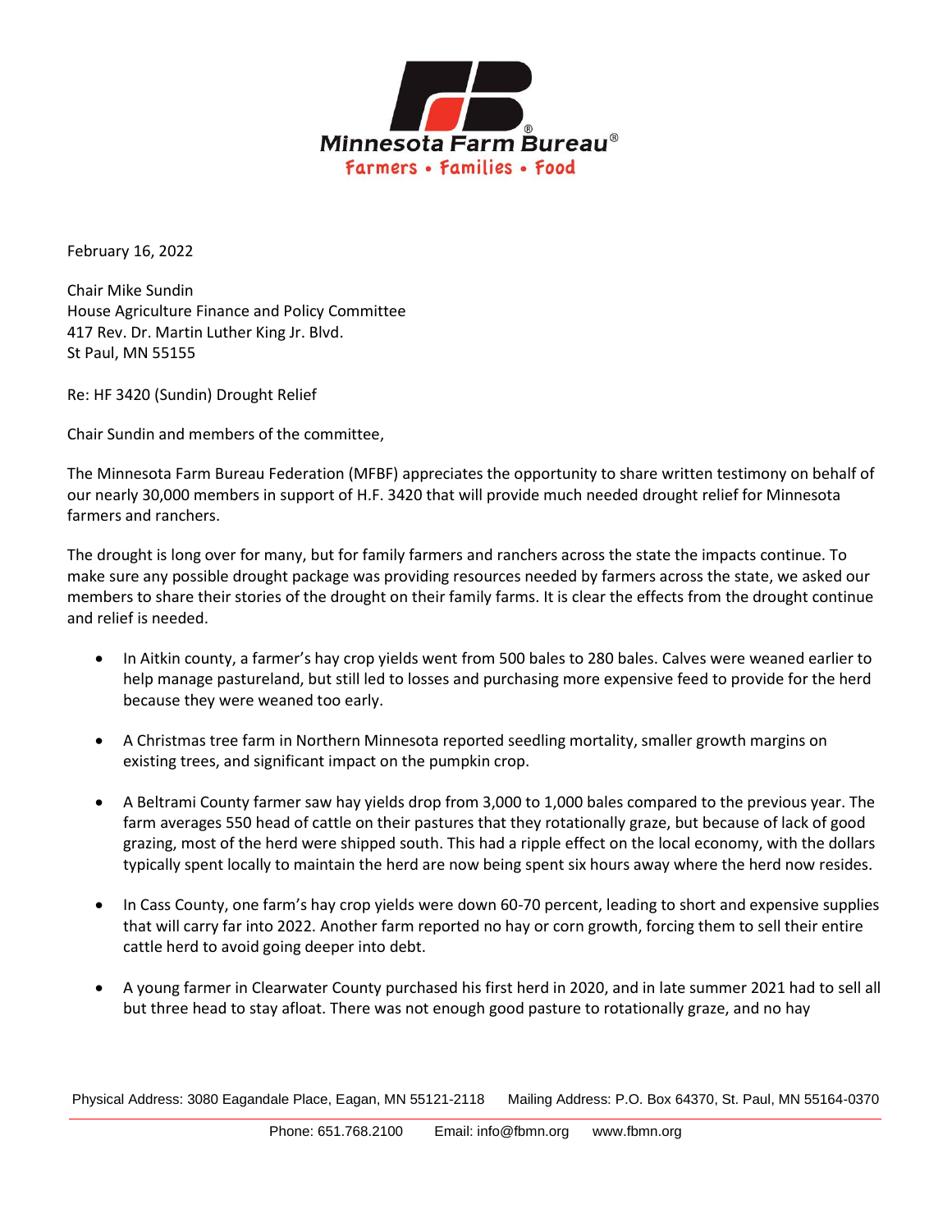Minnesota Farm Bureau®
Farmers • Families • Food

February 16, 2022

Chair Mike Sundin
House Agriculture Finance and Policy Committee
417 Rev. Dr. Martin Luther King Jr. Blvd.
St Paul, MN 55155

Re: HF 3420 (Sundin) Drought Relief

Chair Sundin and members of the committee,

The Minnesota Farm Bureau Federation (MFBF) appreciates the opportunity to share written testimony on behalf of our nearly 30,000 members in support of H.F. 3420 that will provide much needed drought relief for Minnesota farmers and ranchers.

The drought is long over for many, but for family farmers and ranchers across the state the impacts continue. To make sure any possible drought package was providing resources needed by farmers across the state, we asked our members to share their stories of the drought on their family farms. It is clear the effects from the drought continue and relief is needed.

- In Aitkin county, a farmer's hay crop yields went from 500 bales to 280 bales. Calves were weaned earlier to help manage pastureland, but still led to losses and purchasing more expensive feed to provide for the herd because they were weaned too early.
- A Christmas tree farm in Northern Minnesota reported seedling mortality, smaller growth margins on existing trees, and significant impact on the pumpkin crop.
- A Beltrami County farmer saw hay yields drop from 3,000 to 1,000 bales compared to the previous year. The farm averages 550 head of cattle on their pastures that they rotationally graze, but because of lack of good grazing, most of the herd were shipped south. This had a ripple effect on the local economy, with the dollars typically spent locally to maintain the herd are now being spent six hours away where the herd now resides.
- In Cass County, one farm's hay crop yields were down 60-70 percent, leading to short and expensive supplies that will carry far into 2022. Another farm reported no hay or corn growth, forcing them to sell their entire cattle herd to avoid going deeper into debt.
- A young farmer in Clearwater County purchased his first herd in 2020, and in late summer 2021 had to sell all but three head to stay afloat. There was not enough good pasture to rotationally graze, and no hay

Physical Address: 3080 Eagandale Place, Eagan, MN 55121-2118 Mailing Address: P.O. Box 64370, St. Paul, MN 55164-0370
Phone: 651.768.2100 Email: info@fbmn.org www.fbmn.org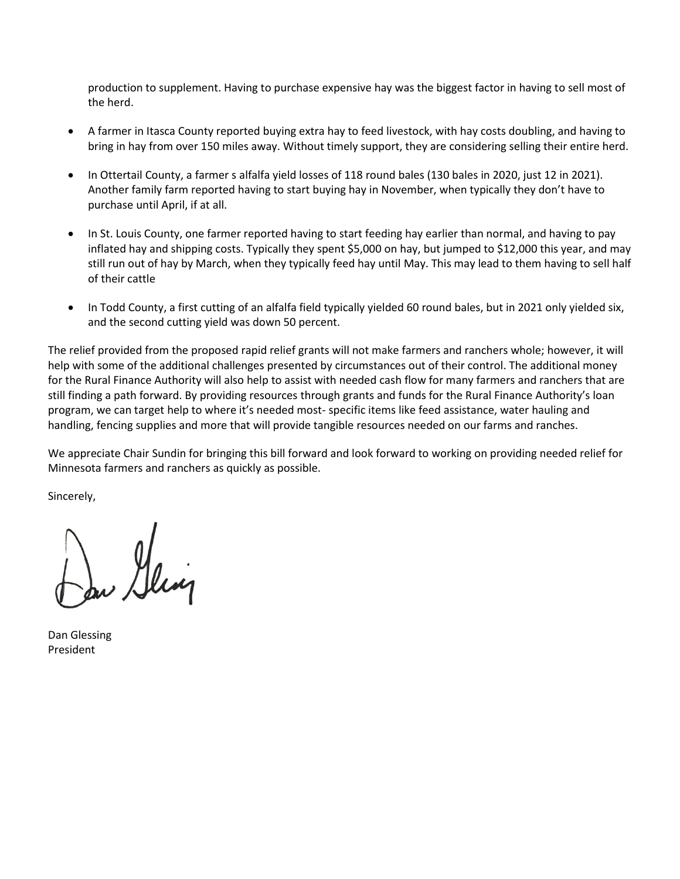production to supplement. Having to purchase expensive hay was the biggest factor in having to sell most of the herd.

- A farmer in Itasca County reported buying extra hay to feed livestock, with hay costs doubling, and having to bring in hay from over 150 miles away. Without timely support, they are considering selling their entire herd.

- In Ottertail County, a farmer s alfalfa yield losses of 118 round bales (130 bales in 2020, just 12 in 2021). Another family farm reported having to start buying hay in November, when typically they don't have to purchase until April, if at all.

- In St. Louis County, one farmer reported having to start feeding hay earlier than normal, and having to pay inflated hay and shipping costs. Typically they spent $5,000 on hay, but jumped to $12,000 this year, and may still run out of hay by March, when they typically feed hay until May. This may lead to them having to sell half of their cattle

- In Todd County, a first cutting of an alfalfa field typically yielded 60 round bales, but in 2021 only yielded six, and the second cutting yield was down 50 percent.

The relief provided from the proposed rapid relief grants will not make farmers and ranchers whole; however, it will help with some of the additional challenges presented by circumstances out of their control. The additional money for the Rural Finance Authority will also help to assist with needed cash flow for many farmers and ranchers that are still finding a path forward. By providing resources through grants and funds for the Rural Finance Authority's loan program, we can target help to where it's needed most- specific items like feed assistance, water hauling and handling, fencing supplies and more that will provide tangible resources needed on our farms and ranches.

We appreciate Chair Sundin for bringing this bill forward and look forward to working on providing needed relief for Minnesota farmers and ranchers as quickly as possible.

Sincerely,

Dan Glessing
President